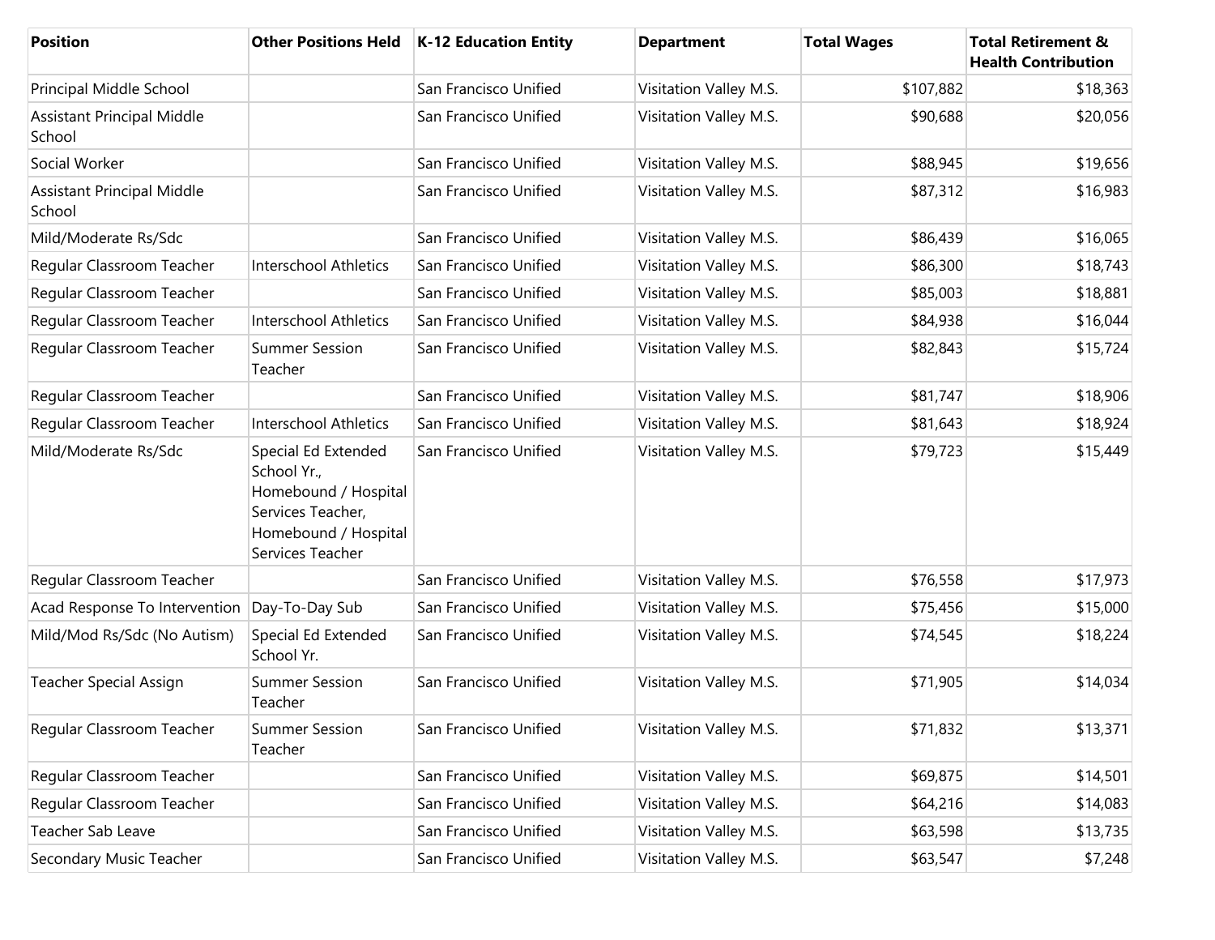| Position | Other Positions Held | K-12 Education Entity | Department | Total Wages | Total Retirement & Health Contribution |
|---|---|---|---|---|---|
| Principal Middle School | | San Francisco Unified | Visitation Valley M.S. | $107,882 | $18,363 |
| Assistant Principal Middle School | | San Francisco Unified | Visitation Valley M.S. | $90,688 | $20,056 |
| Social Worker | | San Francisco Unified | Visitation Valley M.S. | $88,945 | $19,656 |
| Assistant Principal Middle School | | San Francisco Unified | Visitation Valley M.S. | $87,312 | $16,983 |
| Mild/Moderate Rs/Sdc | | San Francisco Unified | Visitation Valley M.S. | $86,439 | $16,065 |
| Regular Classroom Teacher | Interschool Athletics | San Francisco Unified | Visitation Valley M.S. | $86,300 | $18,743 |
| Regular Classroom Teacher | | San Francisco Unified | Visitation Valley M.S. | $85,003 | $18,881 |
| Regular Classroom Teacher | Interschool Athletics | San Francisco Unified | Visitation Valley M.S. | $84,938 | $16,044 |
| Regular Classroom Teacher | Summer Session Teacher | San Francisco Unified | Visitation Valley M.S. | $82,843 | $15,724 |
| Regular Classroom Teacher | | San Francisco Unified | Visitation Valley M.S. | $81,747 | $18,906 |
| Regular Classroom Teacher | Interschool Athletics | San Francisco Unified | Visitation Valley M.S. | $81,643 | $18,924 |
| Mild/Moderate Rs/Sdc | Special Ed Extended School Yr., Homebound / Hospital Services Teacher, Homebound / Hospital Services Teacher | San Francisco Unified | Visitation Valley M.S. | $79,723 | $15,449 |
| Regular Classroom Teacher | | San Francisco Unified | Visitation Valley M.S. | $76,558 | $17,973 |
| Acad Response To Intervention | Day-To-Day Sub | San Francisco Unified | Visitation Valley M.S. | $75,456 | $15,000 |
| Mild/Mod Rs/Sdc (No Autism) | Special Ed Extended School Yr. | San Francisco Unified | Visitation Valley M.S. | $74,545 | $18,224 |
| Teacher Special Assign | Summer Session Teacher | San Francisco Unified | Visitation Valley M.S. | $71,905 | $14,034 |
| Regular Classroom Teacher | Summer Session Teacher | San Francisco Unified | Visitation Valley M.S. | $71,832 | $13,371 |
| Regular Classroom Teacher | | San Francisco Unified | Visitation Valley M.S. | $69,875 | $14,501 |
| Regular Classroom Teacher | | San Francisco Unified | Visitation Valley M.S. | $64,216 | $14,083 |
| Teacher Sab Leave | | San Francisco Unified | Visitation Valley M.S. | $63,598 | $13,735 |
| Secondary Music Teacher | | San Francisco Unified | Visitation Valley M.S. | $63,547 | $7,248 |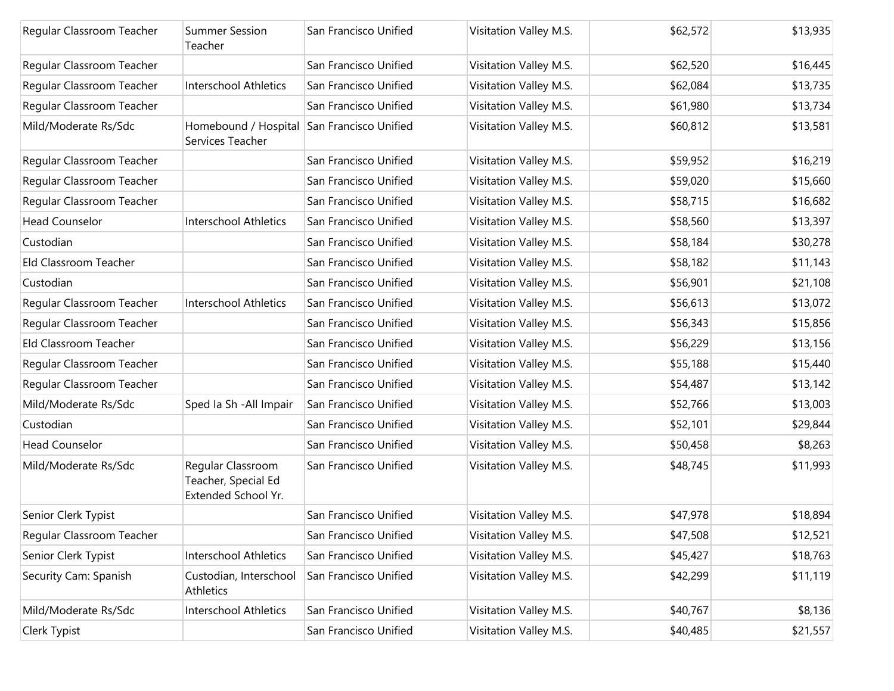| | | | | | |
|---|---|---|---|---|---|
| Regular Classroom Teacher | Summer Session Teacher | San Francisco Unified | Visitation Valley M.S. | $62,572 | $13,935 |
| Regular Classroom Teacher | | San Francisco Unified | Visitation Valley M.S. | $62,520 | $16,445 |
| Regular Classroom Teacher | Interschool Athletics | San Francisco Unified | Visitation Valley M.S. | $62,084 | $13,735 |
| Regular Classroom Teacher | | San Francisco Unified | Visitation Valley M.S. | $61,980 | $13,734 |
| Mild/Moderate Rs/Sdc | Homebound / Hospital Services Teacher | San Francisco Unified | Visitation Valley M.S. | $60,812 | $13,581 |
| Regular Classroom Teacher | | San Francisco Unified | Visitation Valley M.S. | $59,952 | $16,219 |
| Regular Classroom Teacher | | San Francisco Unified | Visitation Valley M.S. | $59,020 | $15,660 |
| Regular Classroom Teacher | | San Francisco Unified | Visitation Valley M.S. | $58,715 | $16,682 |
| Head Counselor | Interschool Athletics | San Francisco Unified | Visitation Valley M.S. | $58,560 | $13,397 |
| Custodian | | San Francisco Unified | Visitation Valley M.S. | $58,184 | $30,278 |
| Eld Classroom Teacher | | San Francisco Unified | Visitation Valley M.S. | $58,182 | $11,143 |
| Custodian | | San Francisco Unified | Visitation Valley M.S. | $56,901 | $21,108 |
| Regular Classroom Teacher | Interschool Athletics | San Francisco Unified | Visitation Valley M.S. | $56,613 | $13,072 |
| Regular Classroom Teacher | | San Francisco Unified | Visitation Valley M.S. | $56,343 | $15,856 |
| Eld Classroom Teacher | | San Francisco Unified | Visitation Valley M.S. | $56,229 | $13,156 |
| Regular Classroom Teacher | | San Francisco Unified | Visitation Valley M.S. | $55,188 | $15,440 |
| Regular Classroom Teacher | | San Francisco Unified | Visitation Valley M.S. | $54,487 | $13,142 |
| Mild/Moderate Rs/Sdc | Sped Ia Sh -All Impair | San Francisco Unified | Visitation Valley M.S. | $52,766 | $13,003 |
| Custodian | | San Francisco Unified | Visitation Valley M.S. | $52,101 | $29,844 |
| Head Counselor | | San Francisco Unified | Visitation Valley M.S. | $50,458 | $8,263 |
| Mild/Moderate Rs/Sdc | Regular Classroom Teacher, Special Ed Extended School Yr. | San Francisco Unified | Visitation Valley M.S. | $48,745 | $11,993 |
| Senior Clerk Typist | | San Francisco Unified | Visitation Valley M.S. | $47,978 | $18,894 |
| Regular Classroom Teacher | | San Francisco Unified | Visitation Valley M.S. | $47,508 | $12,521 |
| Senior Clerk Typist | Interschool Athletics | San Francisco Unified | Visitation Valley M.S. | $45,427 | $18,763 |
| Security Cam: Spanish | Custodian, Interschool Athletics | San Francisco Unified | Visitation Valley M.S. | $42,299 | $11,119 |
| Mild/Moderate Rs/Sdc | Interschool Athletics | San Francisco Unified | Visitation Valley M.S. | $40,767 | $8,136 |
| Clerk Typist | | San Francisco Unified | Visitation Valley M.S. | $40,485 | $21,557 |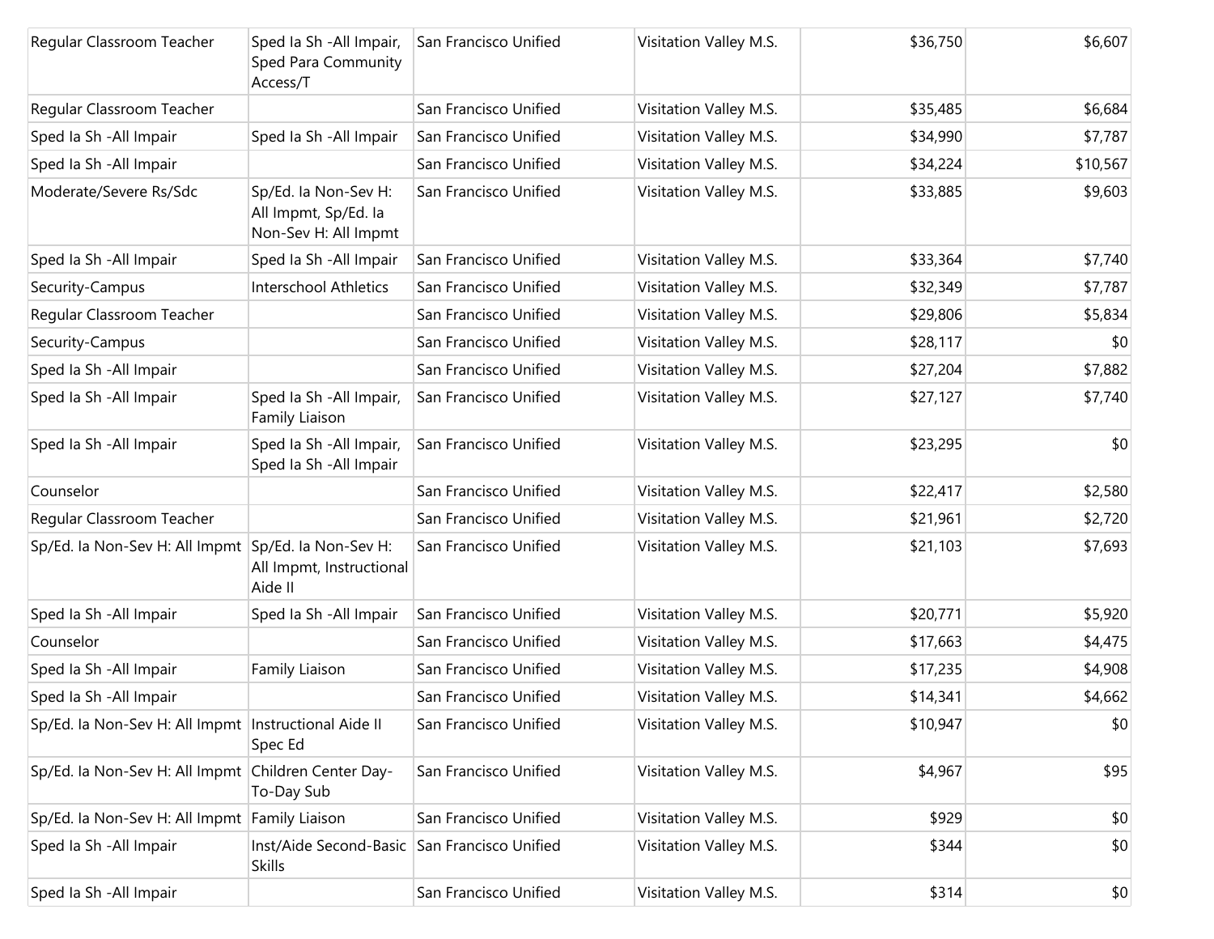| | | | | | |
|---|---|---|---|---|---|
| Regular Classroom Teacher | Sped Ia Sh -All Impair, Sped Para Community Access/T | San Francisco Unified | Visitation Valley M.S. | $36,750 | $6,607 |
| Regular Classroom Teacher | | San Francisco Unified | Visitation Valley M.S. | $35,485 | $6,684 |
| Sped Ia Sh -All Impair | Sped Ia Sh -All Impair | San Francisco Unified | Visitation Valley M.S. | $34,990 | $7,787 |
| Sped Ia Sh -All Impair | | San Francisco Unified | Visitation Valley M.S. | $34,224 | $10,567 |
| Moderate/Severe Rs/Sdc | Sp/Ed. Ia Non-Sev H: All Impmt, Sp/Ed. Ia Non-Sev H: All Impmt | San Francisco Unified | Visitation Valley M.S. | $33,885 | $9,603 |
| Sped Ia Sh -All Impair | Sped Ia Sh -All Impair | San Francisco Unified | Visitation Valley M.S. | $33,364 | $7,740 |
| Security-Campus | Interschool Athletics | San Francisco Unified | Visitation Valley M.S. | $32,349 | $7,787 |
| Regular Classroom Teacher | | San Francisco Unified | Visitation Valley M.S. | $29,806 | $5,834 |
| Security-Campus | | San Francisco Unified | Visitation Valley M.S. | $28,117 | $0 |
| Sped Ia Sh -All Impair | | San Francisco Unified | Visitation Valley M.S. | $27,204 | $7,882 |
| Sped Ia Sh -All Impair | Sped Ia Sh -All Impair, Family Liaison | San Francisco Unified | Visitation Valley M.S. | $27,127 | $7,740 |
| Sped Ia Sh -All Impair | Sped Ia Sh -All Impair, Sped Ia Sh -All Impair | San Francisco Unified | Visitation Valley M.S. | $23,295 | $0 |
| Counselor | | San Francisco Unified | Visitation Valley M.S. | $22,417 | $2,580 |
| Regular Classroom Teacher | | San Francisco Unified | Visitation Valley M.S. | $21,961 | $2,720 |
| Sp/Ed. Ia Non-Sev H: All Impmt | Sp/Ed. Ia Non-Sev H: All Impmt, Instructional Aide II | San Francisco Unified | Visitation Valley M.S. | $21,103 | $7,693 |
| Sped Ia Sh -All Impair | Sped Ia Sh -All Impair | San Francisco Unified | Visitation Valley M.S. | $20,771 | $5,920 |
| Counselor | | San Francisco Unified | Visitation Valley M.S. | $17,663 | $4,475 |
| Sped Ia Sh -All Impair | Family Liaison | San Francisco Unified | Visitation Valley M.S. | $17,235 | $4,908 |
| Sped Ia Sh -All Impair | | San Francisco Unified | Visitation Valley M.S. | $14,341 | $4,662 |
| Sp/Ed. Ia Non-Sev H: All Impmt | Instructional Aide II Spec Ed | San Francisco Unified | Visitation Valley M.S. | $10,947 | $0 |
| Sp/Ed. Ia Non-Sev H: All Impmt | Children Center Day-To-Day Sub | San Francisco Unified | Visitation Valley M.S. | $4,967 | $95 |
| Sp/Ed. Ia Non-Sev H: All Impmt | Family Liaison | San Francisco Unified | Visitation Valley M.S. | $929 | $0 |
| Sped Ia Sh -All Impair | Inst/Aide Second-Basic Skills | San Francisco Unified | Visitation Valley M.S. | $344 | $0 |
| Sped Ia Sh -All Impair | | San Francisco Unified | Visitation Valley M.S. | $314 | $0 |